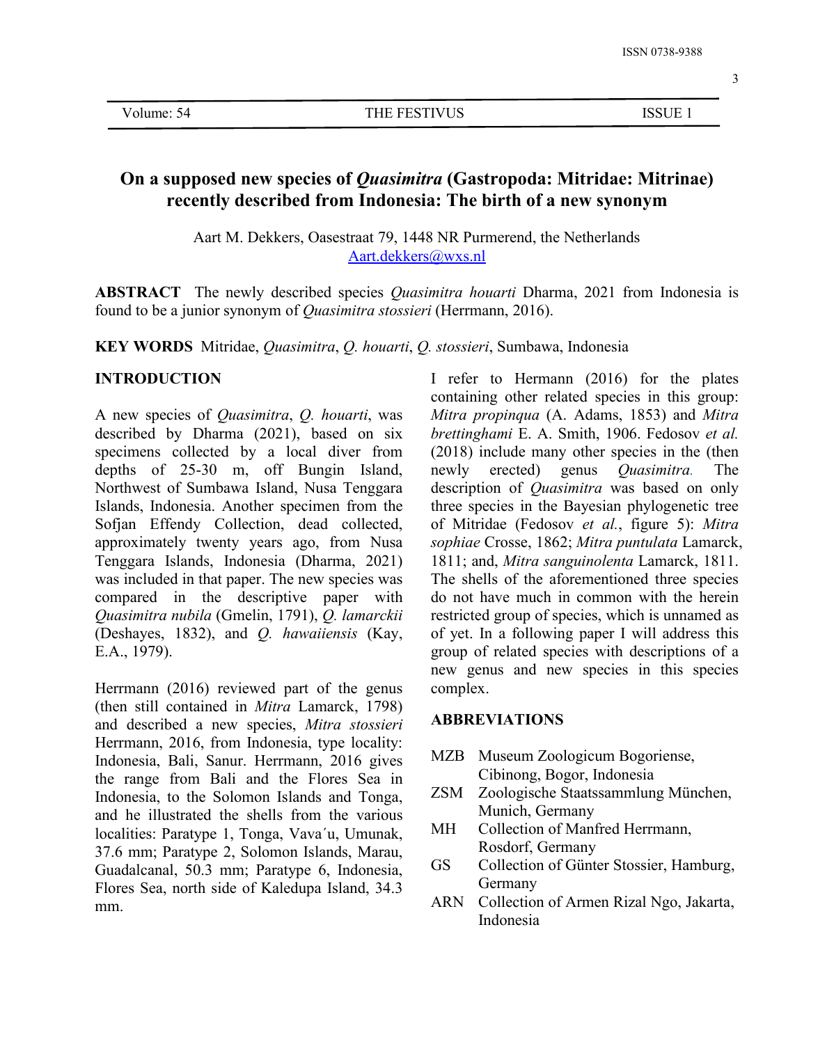# On a supposed new species of *Quasimitra* (Gastropoda: Mitridae: Mitrinae) recently described from Indonesia: The birth of a new synonym

Aart M. Dekkers, Oasestraat 79, 1448 NR Purmerend, the Netherlands
Aart.dekkers@wxs.nl

**ABSTRACT** The newly described species *Quasimitra houarti* Dharma, 2021 from Indonesia is found to be a junior synonym of *Quasimitra stossieri* (Herrmann, 2016).

**KEY WORDS** Mitridae, *Quasimitra*, *Q. houarti*, *Q. stossieri*, Sumbawa, Indonesia

## INTRODUCTION

A new species of *Quasimitra*, *Q. houarti*, was described by Dharma (2021), based on six specimens collected by a local diver from depths of 25-30 m, off Bungin Island, Northwest of Sumbawa Island, Nusa Tenggara Islands, Indonesia. Another specimen from the Sofjan Effendy Collection, dead collected, approximately twenty years ago, from Nusa Tenggara Islands, Indonesia (Dharma, 2021) was included in that paper. The new species was compared in the descriptive paper with *Quasimitra nubila* (Gmelin, 1791), *Q. lamarckii* (Deshayes, 1832), and *Q. hawaiiensis* (Kay, E.A., 1979).

Herrmann (2016) reviewed part of the genus (then still contained in *Mitra* Lamarck, 1798) and described a new species, *Mitra stossieri* Herrmann, 2016, from Indonesia, type locality: Indonesia, Bali, Sanur. Herrmann, 2016 gives the range from Bali and the Flores Sea in Indonesia, to the Solomon Islands and Tonga, and he illustrated the shells from the various localities: Paratype 1, Tonga, Vava´u, Umunak, 37.6 mm; Paratype 2, Solomon Islands, Marau, Guadalcanal, 50.3 mm; Paratype 6, Indonesia, Flores Sea, north side of Kaledupa Island, 34.3 mm.

I refer to Hermann (2016) for the plates containing other related species in this group: *Mitra propinqua* (A. Adams, 1853) and *Mitra brettinghami* E. A. Smith, 1906. Fedosov *et al.* (2018) include many other species in the (then newly erected) genus *Quasimitra*. The description of *Quasimitra* was based on only three species in the Bayesian phylogenetic tree of Mitridae (Fedosov *et al.*, figure 5): *Mitra sophiae* Crosse, 1862; *Mitra puntulata* Lamarck, 1811; and, *Mitra sanguinolenta* Lamarck, 1811. The shells of the aforementioned three species do not have much in common with the herein restricted group of species, which is unnamed as of yet. In a following paper I will address this group of related species with descriptions of a new genus and new species in this species complex.

## ABBREVIATIONS

- MZB Museum Zoologicum Bogoriense, Cibinong, Bogor, Indonesia
- ZSM Zoologische Staatssammlung München, Munich, Germany
- MH Collection of Manfred Herrmann, Rosdorf, Germany
- GS Collection of Günter Stossier, Hamburg, Germany
- ARN Collection of Armen Rizal Ngo, Jakarta, Indonesia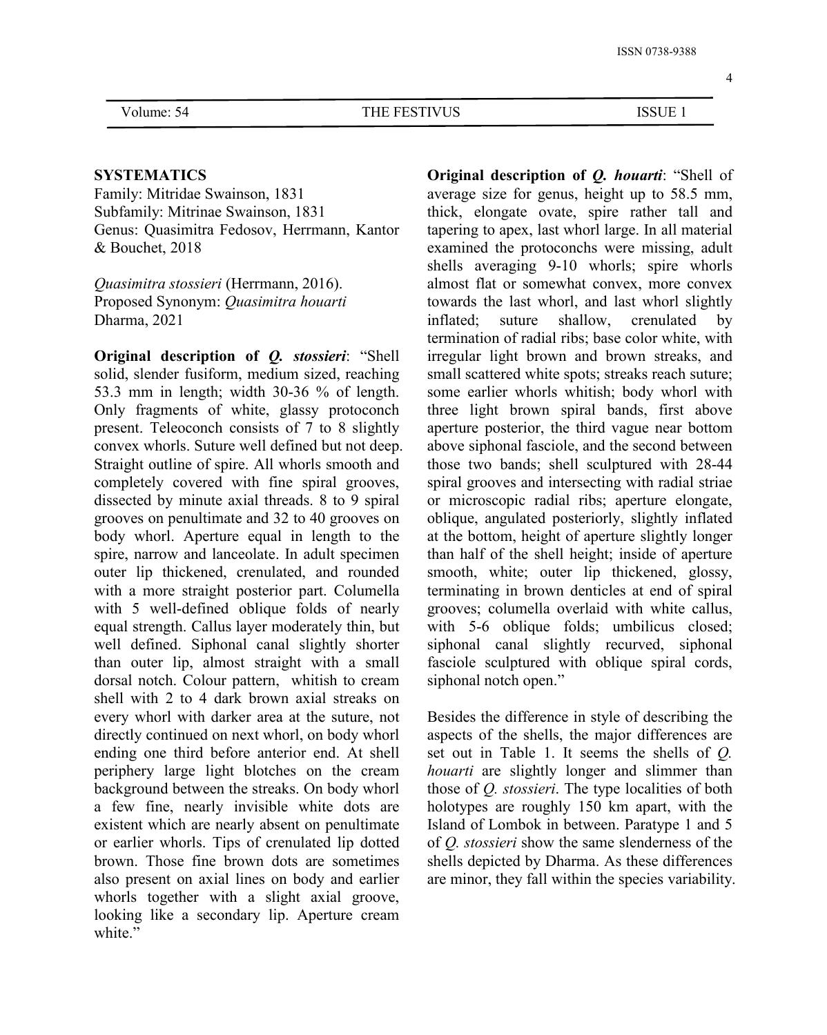## SYSTEMATICS

Family: Mitridae Swainson, 1831
Subfamily: Mitrinae Swainson, 1831
Genus: Quasimitra Fedosov, Herrmann, Kantor & Bouchet, 2018

*Quasimitra stossieri* (Herrmann, 2016).
Proposed Synonym: *Quasimitra houarti* Dharma, 2021

**Original description of *Q. stossieri***: "Shell solid, slender fusiform, medium sized, reaching 53.3 mm in length; width 30-36 % of length. Only fragments of white, glassy protoconch present. Teleoconch consists of 7 to 8 slightly convex whorls. Suture well defined but not deep. Straight outline of spire. All whorls smooth and completely covered with fine spiral grooves, dissected by minute axial threads. 8 to 9 spiral grooves on penultimate and 32 to 40 grooves on body whorl. Aperture equal in length to the spire, narrow and lanceolate. In adult specimen outer lip thickened, crenulated, and rounded with a more straight posterior part. Columella with 5 well-defined oblique folds of nearly equal strength. Callus layer moderately thin, but well defined. Siphonal canal slightly shorter than outer lip, almost straight with a small dorsal notch. Colour pattern, whitish to cream shell with 2 to 4 dark brown axial streaks on every whorl with darker area at the suture, not directly continued on next whorl, on body whorl ending one third before anterior end. At shell periphery large light blotches on the cream background between the streaks. On body whorl a few fine, nearly invisible white dots are existent which are nearly absent on penultimate or earlier whorls. Tips of crenulated lip dotted brown. Those fine brown dots are sometimes also present on axial lines on body and earlier whorls together with a slight axial groove, looking like a secondary lip. Aperture cream white."

**Original description of *Q. houarti***: "Shell of average size for genus, height up to 58.5 mm, thick, elongate ovate, spire rather tall and tapering to apex, last whorl large. In all material examined the protoconchs were missing, adult shells averaging 9-10 whorls; spire whorls almost flat or somewhat convex, more convex towards the last whorl, and last whorl slightly inflated; suture shallow, crenulated by termination of radial ribs; base color white, with irregular light brown and brown streaks, and small scattered white spots; streaks reach suture; some earlier whorls whitish; body whorl with three light brown spiral bands, first above aperture posterior, the third vague near bottom above siphonal fasciole, and the second between those two bands; shell sculptured with 28-44 spiral grooves and intersecting with radial striae or microscopic radial ribs; aperture elongate, oblique, angulated posteriorly, slightly inflated at the bottom, height of aperture slightly longer than half of the shell height; inside of aperture smooth, white; outer lip thickened, glossy, terminating in brown denticles at end of spiral grooves; columella overlaid with white callus, with 5-6 oblique folds; umbilicus closed; siphonal canal slightly recurved, siphonal fasciole sculptured with oblique spiral cords, siphonal notch open."

Besides the difference in style of describing the aspects of the shells, the major differences are set out in Table 1. It seems the shells of *Q. houarti* are slightly longer and slimmer than those of *Q. stossieri*. The type localities of both holotypes are roughly 150 km apart, with the Island of Lombok in between. Paratype 1 and 5 of *Q. stossieri* show the same slenderness of the shells depicted by Dharma. As these differences are minor, they fall within the species variability.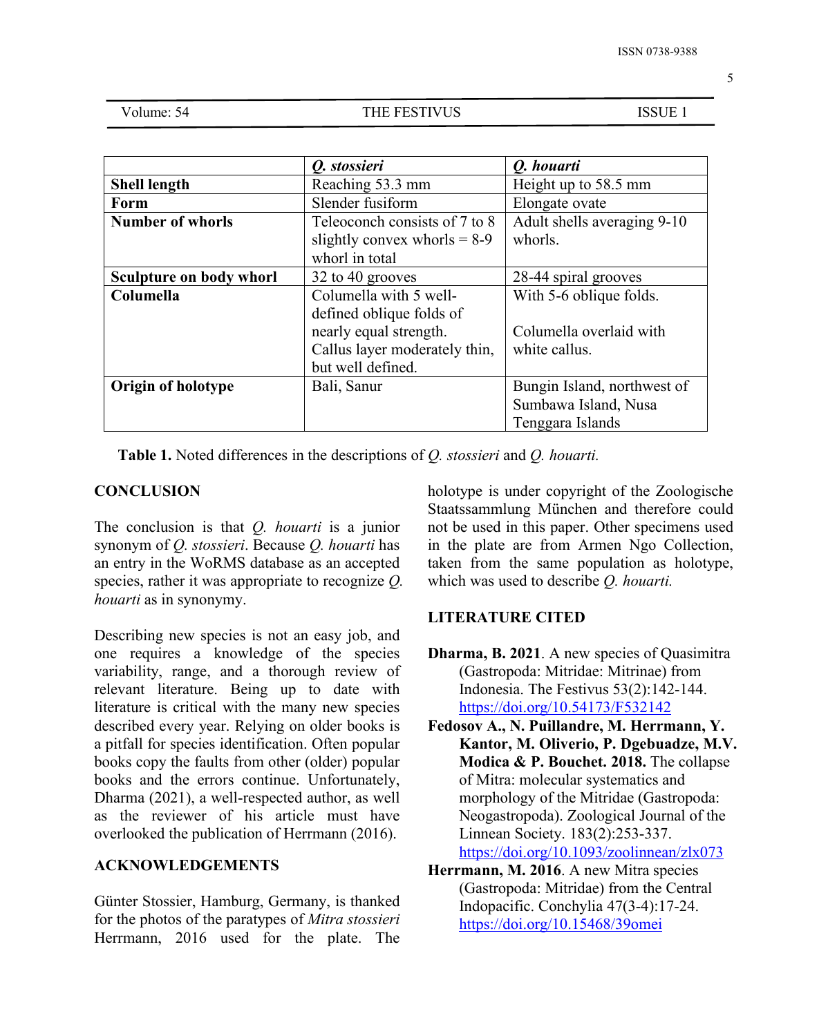| | *Q. stossieri* | *Q. houarti* |
|---|---|---|
| **Shell length** | Reaching 53.3 mm | Height up to 58.5 mm |
| **Form** | Slender fusiform | Elongate ovate |
| **Number of whorls** | Teleoconch consists of 7 to 8 slightly convex whorls = 8-9 whorl in total | Adult shells averaging 9-10 whorls. |
| **Sculpture on body whorl** | 32 to 40 grooves | 28-44 spiral grooves |
| **Columella** | Columella with 5 well-defined oblique folds of nearly equal strength. Callus layer moderately thin, but well defined. | With 5-6 oblique folds. Columella overlaid with white callus. |
| **Origin of holotype** | Bali, Sanur | Bungin Island, northwest of Sumbawa Island, Nusa Tenggara Islands |

**Table 1.** Noted differences in the descriptions of *Q. stossieri* and *Q. houarti.*

## CONCLUSION

The conclusion is that *Q. houarti* is a junior synonym of *Q. stossieri*. Because *Q. houarti* has an entry in the WoRMS database as an accepted species, rather it was appropriate to recognize *Q. houarti* as in synonymy.

Describing new species is not an easy job, and one requires a knowledge of the species variability, range, and a thorough review of relevant literature. Being up to date with literature is critical with the many new species described every year. Relying on older books is a pitfall for species identification. Often popular books copy the faults from other (older) popular books and the errors continue. Unfortunately, Dharma (2021), a well-respected author, as well as the reviewer of his article must have overlooked the publication of Herrmann (2016).

## ACKNOWLEDGEMENTS

Günter Stossier, Hamburg, Germany, is thanked for the photos of the paratypes of *Mitra stossieri* Herrmann, 2016 used for the plate. The holotype is under copyright of the Zoologische Staatssammlung München and therefore could not be used in this paper. Other specimens used in the plate are from Armen Ngo Collection, taken from the same population as holotype, which was used to describe *Q. houarti.*

## LITERATURE CITED

**Dharma, B. 2021**. A new species of Quasimitra (Gastropoda: Mitridae: Mitrinae) from Indonesia. The Festivus 53(2):142-144. https://doi.org/10.54173/F532142

**Fedosov A., N. Puillandre, M. Herrmann, Y. Kantor, M. Oliverio, P. Dgebuadze, M.V. Modica & P. Bouchet. 2018.** The collapse of Mitra: molecular systematics and morphology of the Mitridae (Gastropoda: Neogastropoda). Zoological Journal of the Linnean Society. 183(2):253-337. https://doi.org/10.1093/zoolinnean/zlx073

**Herrmann, M. 2016**. A new Mitra species (Gastropoda: Mitridae) from the Central Indopacific. Conchylia 47(3-4):17-24. https://doi.org/10.15468/39omei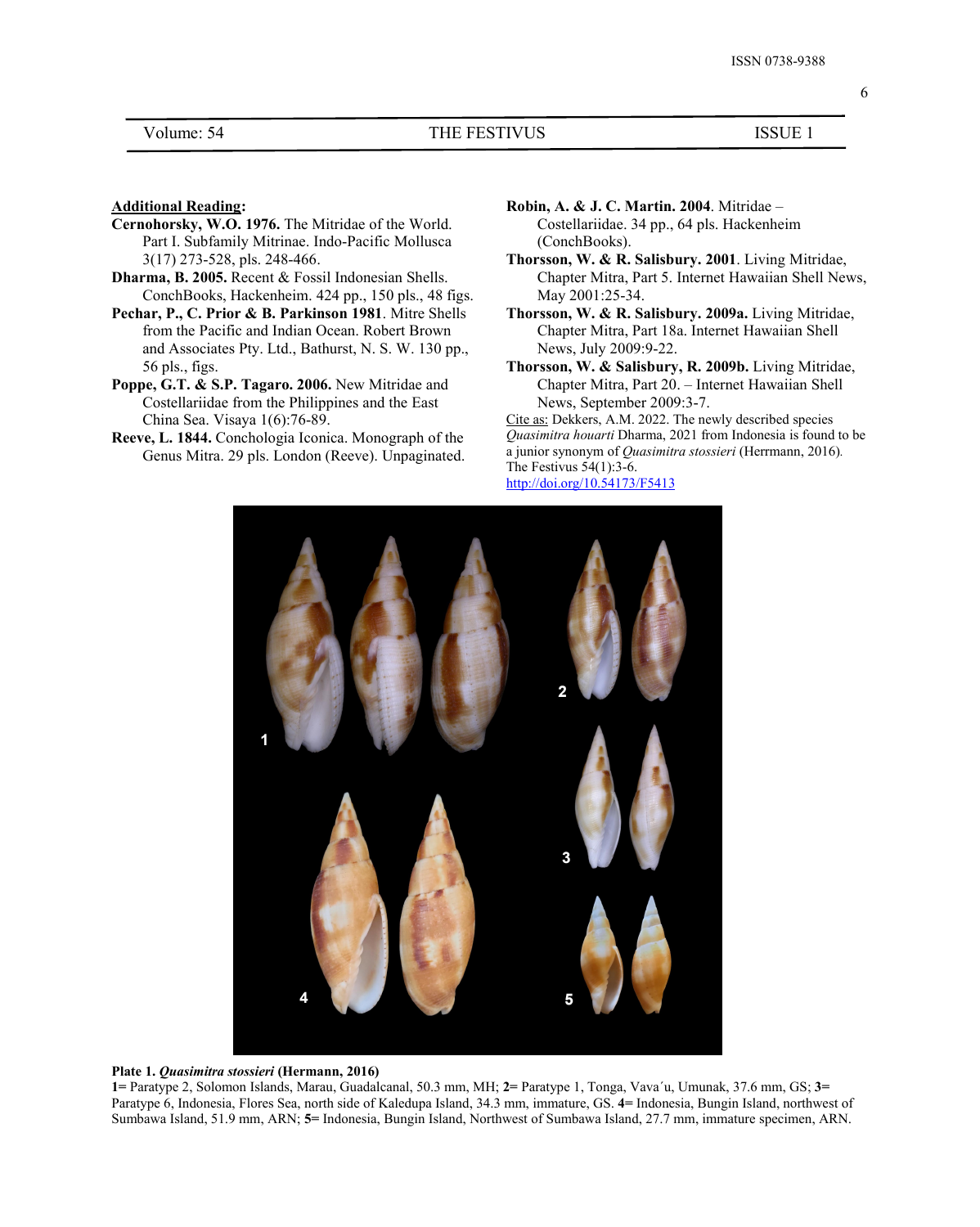**Additional Reading**:

**Cernohorsky, W.O. 1976.** The Mitridae of the World. Part I. Subfamily Mitrinae. Indo-Pacific Mollusca 3(17) 273-528, pls. 248-466.

**Dharma, B. 2005.** Recent & Fossil Indonesian Shells. ConchBooks, Hackenheim. 424 pp., 150 pls., 48 figs.

**Pechar, P., C. Prior & B. Parkinson 1981**. Mitre Shells from the Pacific and Indian Ocean. Robert Brown and Associates Pty. Ltd., Bathurst, N. S. W. 130 pp., 56 pls., figs.

**Poppe, G.T. & S.P. Tagaro. 2006.** New Mitridae and Costellariidae from the Philippines and the East China Sea. Visaya 1(6):76-89.

**Reeve, L. 1844.** Conchologia Iconica. Monograph of the Genus Mitra. 29 pls. London (Reeve). Unpaginated.

**Robin, A. & J. C. Martin. 2004**. Mitridae – Costellariidae. 34 pp., 64 pls. Hackenheim (ConchBooks).

**Thorsson, W. & R. Salisbury. 2001**. Living Mitridae, Chapter Mitra, Part 5. Internet Hawaiian Shell News, May 2001:25-34.

**Thorsson, W. & R. Salisbury. 2009a.** Living Mitridae, Chapter Mitra, Part 18a. Internet Hawaiian Shell News, July 2009:9-22.

**Thorsson, W. & Salisbury, R. 2009b.** Living Mitridae, Chapter Mitra, Part 20. – Internet Hawaiian Shell News, September 2009:3-7.

Cite as: Dekkers, A.M. 2022. The newly described species *Quasimitra houarti* Dharma, 2021 from Indonesia is found to be a junior synonym of *Quasimitra stossieri* (Herrmann, 2016). The Festivus 54(1):3-6.
http://doi.org/10.54173/F5413

**Plate 1. *Quasimitra stossieri* (Hermann, 2016)**
**1=** Paratype 2, Solomon Islands, Marau, Guadalcanal, 50.3 mm, MH; **2=** Paratype 1, Tonga, Vava´u, Umunak, 37.6 mm, GS; **3=** Paratype 6, Indonesia, Flores Sea, north side of Kaledupa Island, 34.3 mm, immature, GS. **4=** Indonesia, Bungin Island, northwest of Sumbawa Island, 51.9 mm, ARN; **5=** Indonesia, Bungin Island, Northwest of Sumbawa Island, 27.7 mm, immature specimen, ARN.